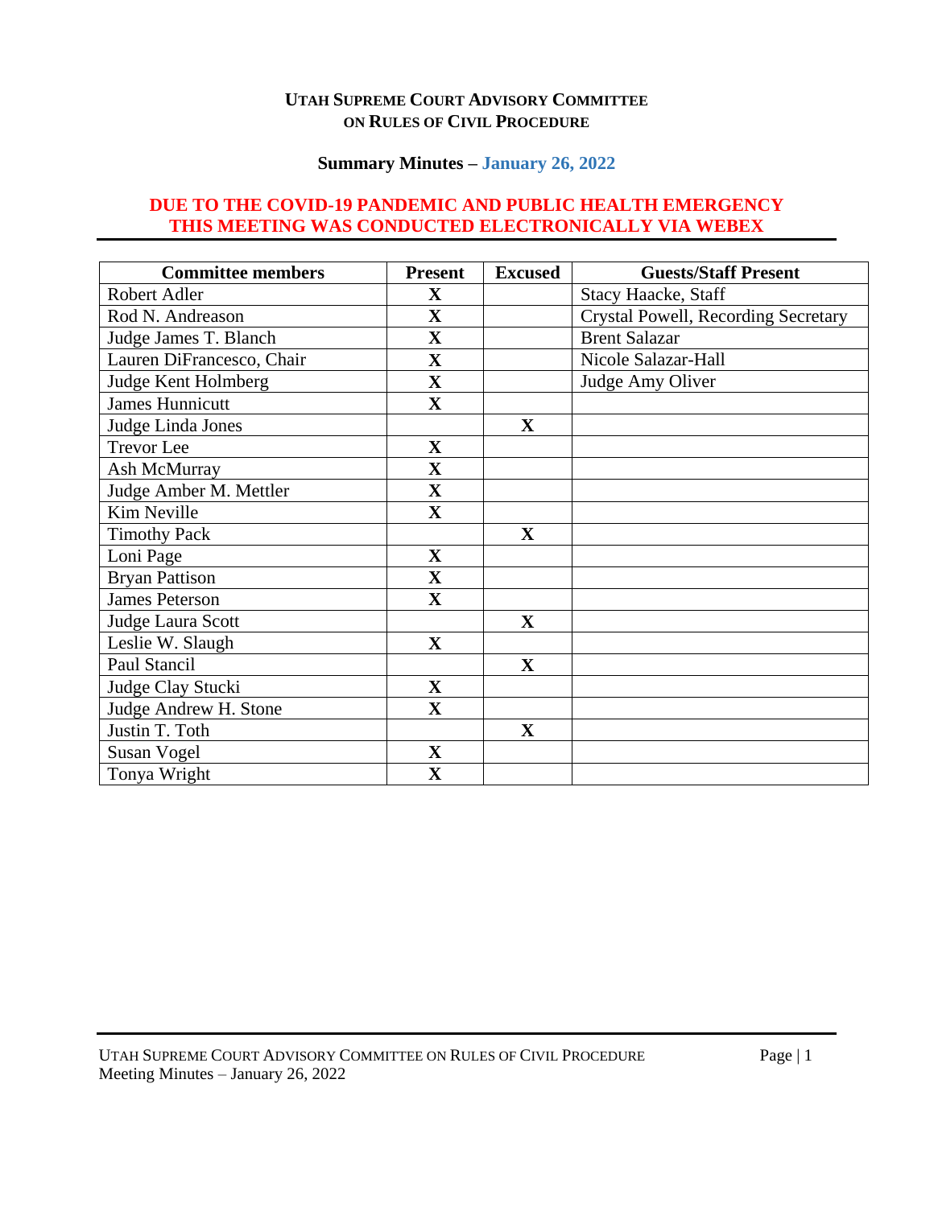**UTAH SUPREME COURT ADVISORY COMMITTEE ON RULES OF CIVIL PROCEDURE**

**Summary Minutes – January 26, 2022**

**DUE TO THE COVID-19 PANDEMIC AND PUBLIC HEALTH EMERGENCY THIS MEETING WAS CONDUCTED ELECTRONICALLY VIA WEBEX**

| Committee members | Present | Excused | Guests/Staff Present |
|---|---|---|---|
| Robert Adler | X | | Stacy Haacke, Staff |
| Rod N. Andreason | X | | Crystal Powell, Recording Secretary |
| Judge James T. Blanch | X | | Brent Salazar |
| Lauren DiFrancesco, Chair | X | | Nicole Salazar-Hall |
| Judge Kent Holmberg | X | | Judge Amy Oliver |
| James Hunnicutt | X | | |
| Judge Linda Jones | | X | |
| Trevor Lee | X | | |
| Ash McMurray | X | | |
| Judge Amber M. Mettler | X | | |
| Kim Neville | X | | |
| Timothy Pack | | X | |
| Loni Page | X | | |
| Bryan Pattison | X | | |
| James Peterson | X | | |
| Judge Laura Scott | | X | |
| Leslie W. Slaugh | X | | |
| Paul Stancil | | X | |
| Judge Clay Stucki | X | | |
| Judge Andrew H. Stone | X | | |
| Justin T. Toth | | X | |
| Susan Vogel | X | | |
| Tonya Wright | X | | |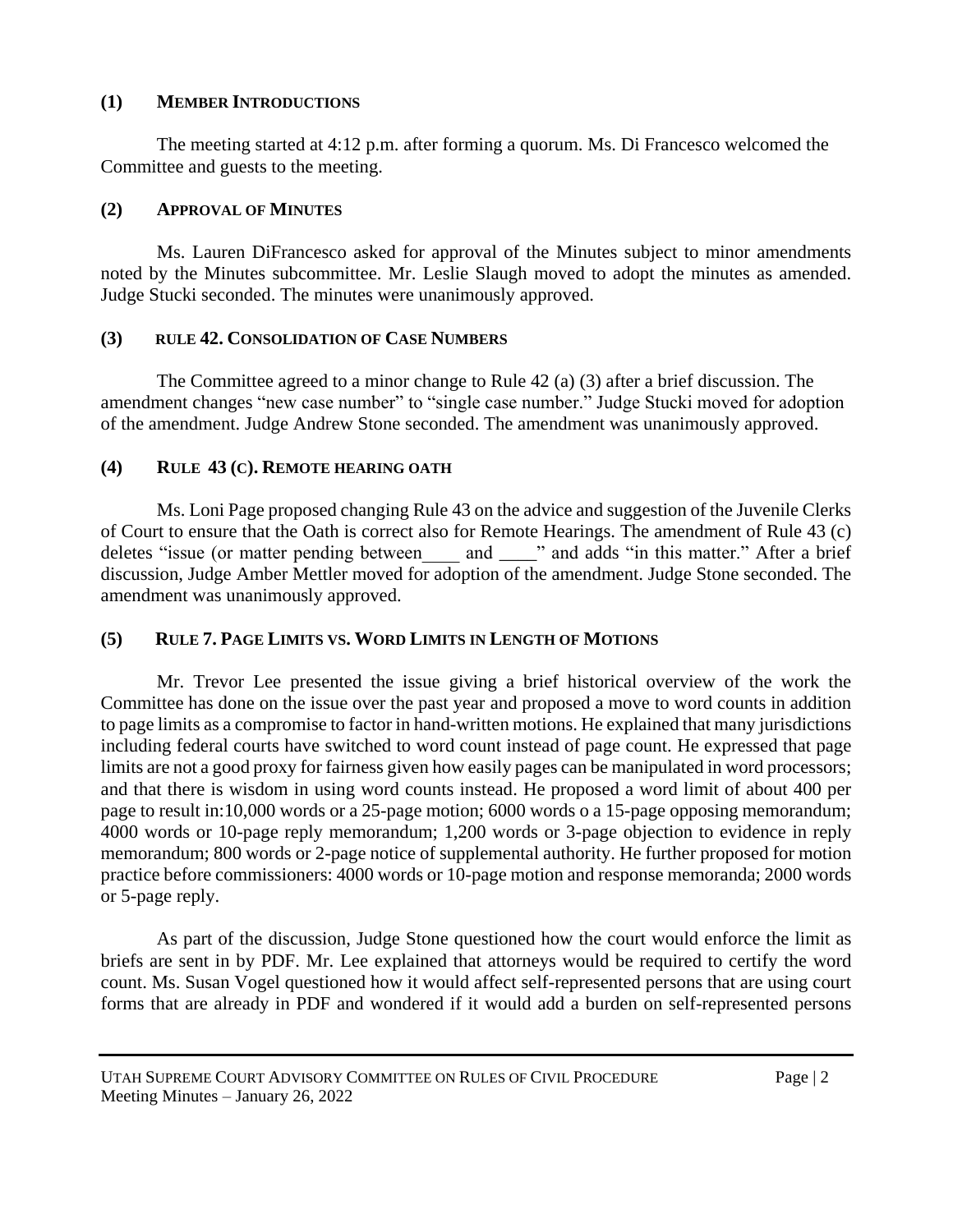## (1) MEMBER INTRODUCTIONS

The meeting started at 4:12 p.m. after forming a quorum. Ms. Di Francesco welcomed the Committee and guests to the meeting.

## (2) APPROVAL OF MINUTES

Ms. Lauren DiFrancesco asked for approval of the Minutes subject to minor amendments noted by the Minutes subcommittee. Mr. Leslie Slaugh moved to adopt the minutes as amended. Judge Stucki seconded. The minutes were unanimously approved.

## (3) RULE 42. CONSOLIDATION OF CASE NUMBERS

The Committee agreed to a minor change to Rule 42 (a) (3) after a brief discussion. The amendment changes "new case number" to "single case number." Judge Stucki moved for adoption of the amendment. Judge Andrew Stone seconded. The amendment was unanimously approved.

## (4) RULE 43 (C). REMOTE HEARING OATH

Ms. Loni Page proposed changing Rule 43 on the advice and suggestion of the Juvenile Clerks of Court to ensure that the Oath is correct also for Remote Hearings. The amendment of Rule 43 (c) deletes "issue (or matter pending between____ and ____" and adds "in this matter." After a brief discussion, Judge Amber Mettler moved for adoption of the amendment. Judge Stone seconded. The amendment was unanimously approved.

## (5) RULE 7. PAGE LIMITS VS. WORD LIMITS IN LENGTH OF MOTIONS

Mr. Trevor Lee presented the issue giving a brief historical overview of the work the Committee has done on the issue over the past year and proposed a move to word counts in addition to page limits as a compromise to factor in hand-written motions. He explained that many jurisdictions including federal courts have switched to word count instead of page count. He expressed that page limits are not a good proxy for fairness given how easily pages can be manipulated in word processors; and that there is wisdom in using word counts instead. He proposed a word limit of about 400 per page to result in:10,000 words or a 25-page motion; 6000 words o a 15-page opposing memorandum; 4000 words or 10-page reply memorandum; 1,200 words or 3-page objection to evidence in reply memorandum; 800 words or 2-page notice of supplemental authority. He further proposed for motion practice before commissioners: 4000 words or 10-page motion and response memoranda; 2000 words or 5-page reply.

As part of the discussion, Judge Stone questioned how the court would enforce the limit as briefs are sent in by PDF. Mr. Lee explained that attorneys would be required to certify the word count. Ms. Susan Vogel questioned how it would affect self-represented persons that are using court forms that are already in PDF and wondered if it would add a burden on self-represented persons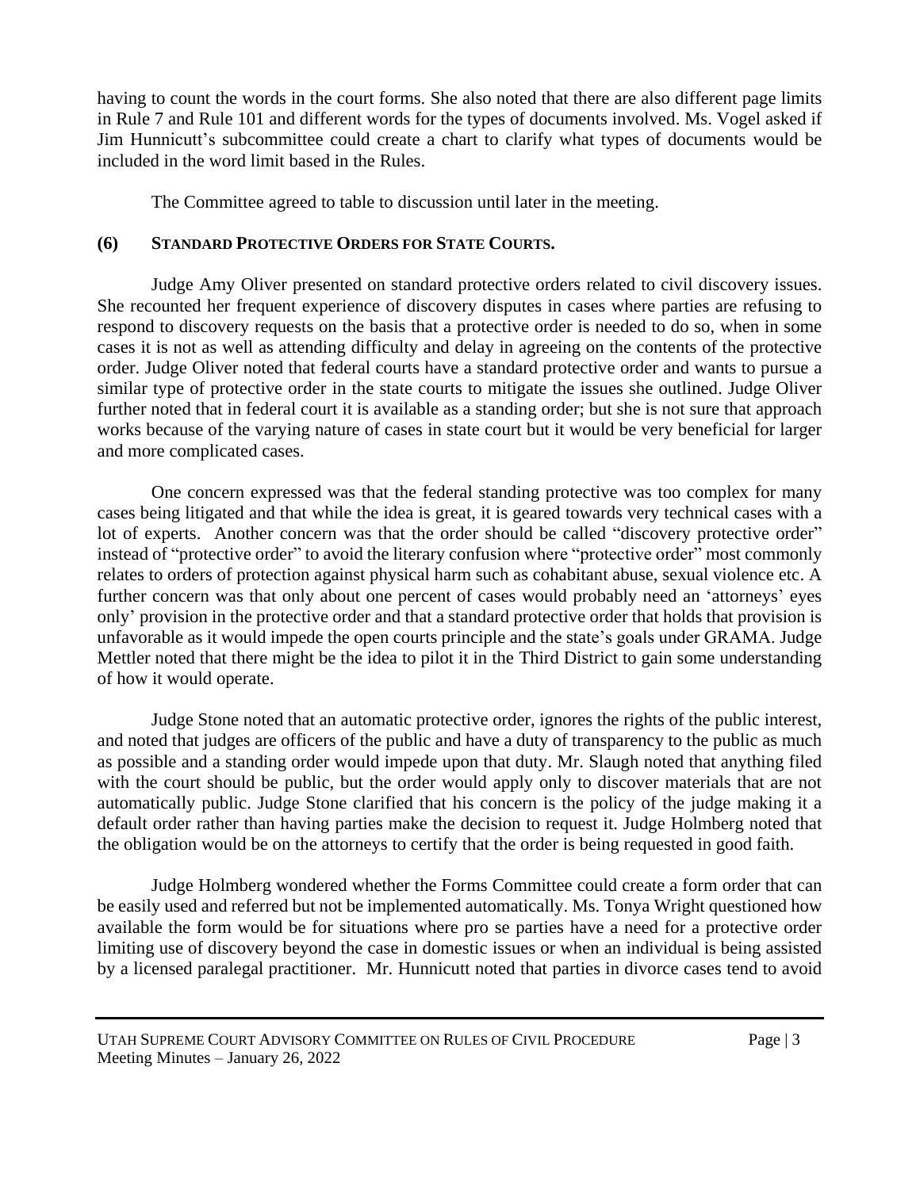having to count the words in the court forms. She also noted that there are also different page limits in Rule 7 and Rule 101 and different words for the types of documents involved. Ms. Vogel asked if Jim Hunnicutt's subcommittee could create a chart to clarify what types of documents would be included in the word limit based in the Rules.

The Committee agreed to table to discussion until later in the meeting.

### (6) STANDARD PROTECTIVE ORDERS FOR STATE COURTS.

Judge Amy Oliver presented on standard protective orders related to civil discovery issues. She recounted her frequent experience of discovery disputes in cases where parties are refusing to respond to discovery requests on the basis that a protective order is needed to do so, when in some cases it is not as well as attending difficulty and delay in agreeing on the contents of the protective order. Judge Oliver noted that federal courts have a standard protective order and wants to pursue a similar type of protective order in the state courts to mitigate the issues she outlined. Judge Oliver further noted that in federal court it is available as a standing order; but she is not sure that approach works because of the varying nature of cases in state court but it would be very beneficial for larger and more complicated cases.

One concern expressed was that the federal standing protective was too complex for many cases being litigated and that while the idea is great, it is geared towards very technical cases with a lot of experts. Another concern was that the order should be called "discovery protective order" instead of "protective order" to avoid the literary confusion where "protective order" most commonly relates to orders of protection against physical harm such as cohabitant abuse, sexual violence etc. A further concern was that only about one percent of cases would probably need an 'attorneys' eyes only' provision in the protective order and that a standard protective order that holds that provision is unfavorable as it would impede the open courts principle and the state's goals under GRAMA. Judge Mettler noted that there might be the idea to pilot it in the Third District to gain some understanding of how it would operate.

Judge Stone noted that an automatic protective order, ignores the rights of the public interest, and noted that judges are officers of the public and have a duty of transparency to the public as much as possible and a standing order would impede upon that duty. Mr. Slaugh noted that anything filed with the court should be public, but the order would apply only to discover materials that are not automatically public. Judge Stone clarified that his concern is the policy of the judge making it a default order rather than having parties make the decision to request it. Judge Holmberg noted that the obligation would be on the attorneys to certify that the order is being requested in good faith.

Judge Holmberg wondered whether the Forms Committee could create a form order that can be easily used and referred but not be implemented automatically. Ms. Tonya Wright questioned how available the form would be for situations where pro se parties have a need for a protective order limiting use of discovery beyond the case in domestic issues or when an individual is being assisted by a licensed paralegal practitioner. Mr. Hunnicutt noted that parties in divorce cases tend to avoid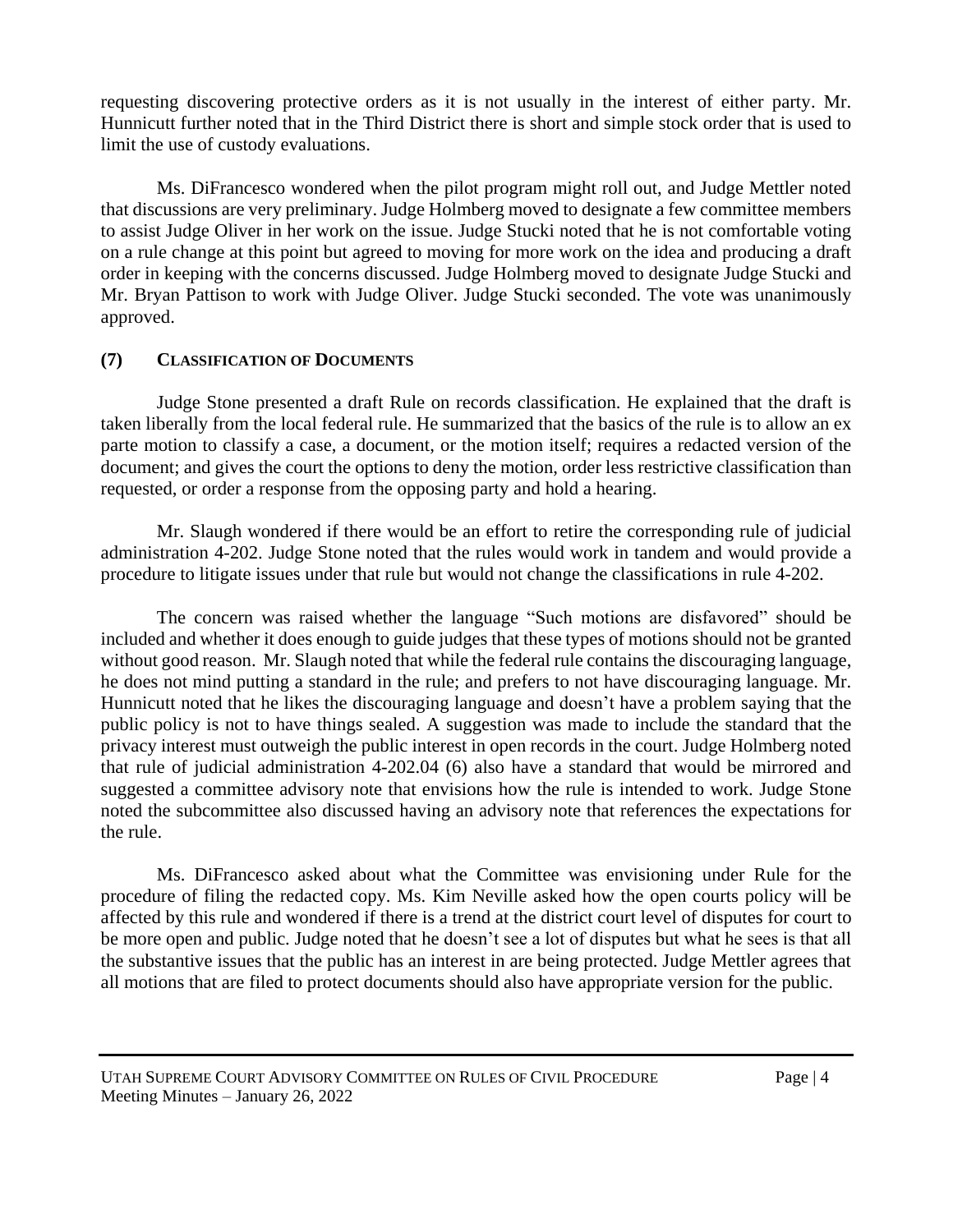requesting discovering protective orders as it is not usually in the interest of either party. Mr. Hunnicutt further noted that in the Third District there is short and simple stock order that is used to limit the use of custody evaluations.

Ms. DiFrancesco wondered when the pilot program might roll out, and Judge Mettler noted that discussions are very preliminary. Judge Holmberg moved to designate a few committee members to assist Judge Oliver in her work on the issue. Judge Stucki noted that he is not comfortable voting on a rule change at this point but agreed to moving for more work on the idea and producing a draft order in keeping with the concerns discussed. Judge Holmberg moved to designate Judge Stucki and Mr. Bryan Pattison to work with Judge Oliver. Judge Stucki seconded. The vote was unanimously approved.

## (7) CLASSIFICATION OF DOCUMENTS

Judge Stone presented a draft Rule on records classification. He explained that the draft is taken liberally from the local federal rule. He summarized that the basics of the rule is to allow an ex parte motion to classify a case, a document, or the motion itself; requires a redacted version of the document; and gives the court the options to deny the motion, order less restrictive classification than requested, or order a response from the opposing party and hold a hearing.

Mr. Slaugh wondered if there would be an effort to retire the corresponding rule of judicial administration 4-202. Judge Stone noted that the rules would work in tandem and would provide a procedure to litigate issues under that rule but would not change the classifications in rule 4-202.

The concern was raised whether the language "Such motions are disfavored" should be included and whether it does enough to guide judges that these types of motions should not be granted without good reason. Mr. Slaugh noted that while the federal rule contains the discouraging language, he does not mind putting a standard in the rule; and prefers to not have discouraging language. Mr. Hunnicutt noted that he likes the discouraging language and doesn't have a problem saying that the public policy is not to have things sealed. A suggestion was made to include the standard that the privacy interest must outweigh the public interest in open records in the court. Judge Holmberg noted that rule of judicial administration 4-202.04 (6) also have a standard that would be mirrored and suggested a committee advisory note that envisions how the rule is intended to work. Judge Stone noted the subcommittee also discussed having an advisory note that references the expectations for the rule.

Ms. DiFrancesco asked about what the Committee was envisioning under Rule for the procedure of filing the redacted copy. Ms. Kim Neville asked how the open courts policy will be affected by this rule and wondered if there is a trend at the district court level of disputes for court to be more open and public. Judge noted that he doesn't see a lot of disputes but what he sees is that all the substantive issues that the public has an interest in are being protected. Judge Mettler agrees that all motions that are filed to protect documents should also have appropriate version for the public.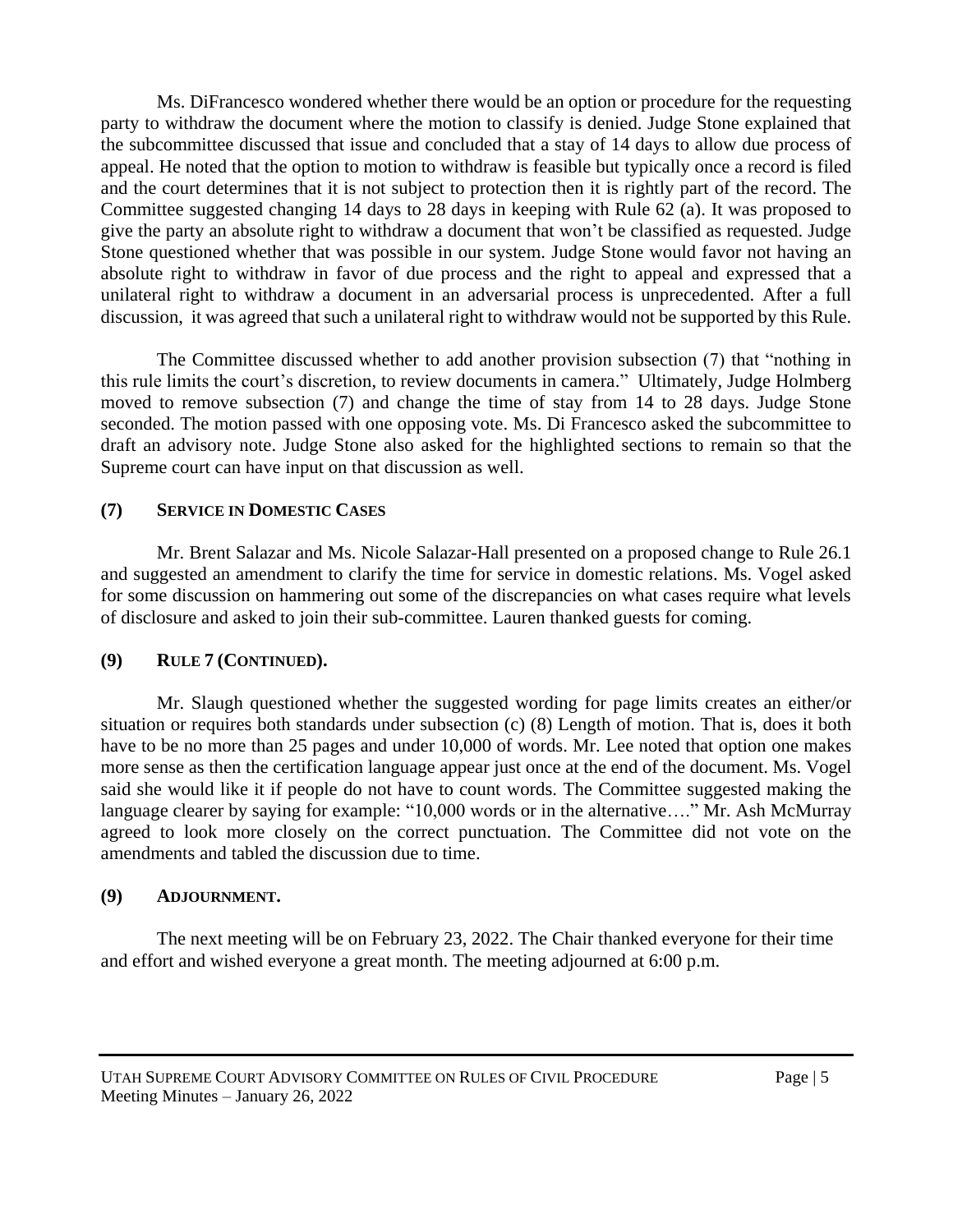Ms. DiFrancesco wondered whether there would be an option or procedure for the requesting party to withdraw the document where the motion to classify is denied. Judge Stone explained that the subcommittee discussed that issue and concluded that a stay of 14 days to allow due process of appeal. He noted that the option to motion to withdraw is feasible but typically once a record is filed and the court determines that it is not subject to protection then it is rightly part of the record. The Committee suggested changing 14 days to 28 days in keeping with Rule 62 (a). It was proposed to give the party an absolute right to withdraw a document that won't be classified as requested. Judge Stone questioned whether that was possible in our system. Judge Stone would favor not having an absolute right to withdraw in favor of due process and the right to appeal and expressed that a unilateral right to withdraw a document in an adversarial process is unprecedented. After a full discussion, it was agreed that such a unilateral right to withdraw would not be supported by this Rule.

The Committee discussed whether to add another provision subsection (7) that "nothing in this rule limits the court's discretion, to review documents in camera." Ultimately, Judge Holmberg moved to remove subsection (7) and change the time of stay from 14 to 28 days. Judge Stone seconded. The motion passed with one opposing vote. Ms. Di Francesco asked the subcommittee to draft an advisory note. Judge Stone also asked for the highlighted sections to remain so that the Supreme court can have input on that discussion as well.

## (7) SERVICE IN DOMESTIC CASES

Mr. Brent Salazar and Ms. Nicole Salazar-Hall presented on a proposed change to Rule 26.1 and suggested an amendment to clarify the time for service in domestic relations. Ms. Vogel asked for some discussion on hammering out some of the discrepancies on what cases require what levels of disclosure and asked to join their sub-committee. Lauren thanked guests for coming.

## (9) RULE 7 (CONTINUED).

Mr. Slaugh questioned whether the suggested wording for page limits creates an either/or situation or requires both standards under subsection (c) (8) Length of motion. That is, does it both have to be no more than 25 pages and under 10,000 of words. Mr. Lee noted that option one makes more sense as then the certification language appear just once at the end of the document. Ms. Vogel said she would like it if people do not have to count words. The Committee suggested making the language clearer by saying for example: "10,000 words or in the alternative…." Mr. Ash McMurray agreed to look more closely on the correct punctuation. The Committee did not vote on the amendments and tabled the discussion due to time.

## (9) ADJOURNMENT.

The next meeting will be on February 23, 2022. The Chair thanked everyone for their time and effort and wished everyone a great month. The meeting adjourned at 6:00 p.m.